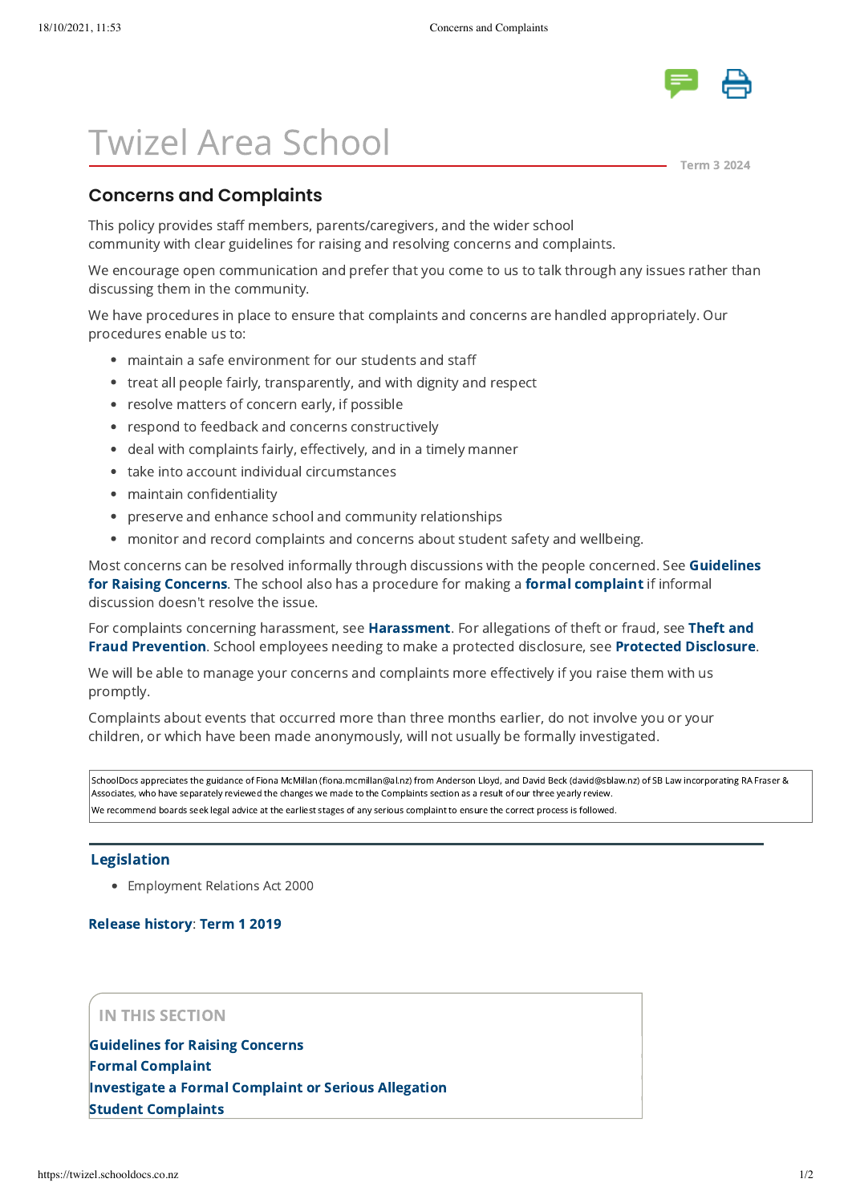# Twizel Area School

Term 3 2024

## Concerns and Complaints

This policy provides staff members, parents/caregivers, and the wider school community with clear guidelines for raising and resolving concerns and complaints.

We encourage open communication and prefer that you come to us to talk through any issues rather than discussing them in the community.

We have procedures in place to ensure that complaints and concerns are handled appropriately. Our procedures enable us to:

- maintain a safe environment for our students and staff
- treat all people fairly, transparently, and with dignity and respect
- resolve matters of concern early, if possible
- respond to feedback and concerns constructively
- deal with complaints fairly, effectively, and in a timely manner
- take into account individual circumstances
- maintain confidentiality
- preserve and enhance school and community relationships
- monitor and record complaints and concerns about student safety and wellbeing.

Most concerns can be resolved informally through discussions with the people concerned. See **Guidelines for Raising Concerns**. The school also has a procedure for making a **formal complaint** if informal discussion doesn't resolve the issue.

For complaints concerning harassment, see **Harassment**. For allegations of theft or fraud, see **Theft and Fraud Prevention**. School employees needing to make a protected disclosure, see **Protected Disclosure**.

We will be able to manage your concerns and complaints more effectively if you raise them with us promptly.

Complaints about events that occurred more than three months earlier, do not involve you or your children, or which have been made anonymously, will not usually be formally investigated.

SchoolDocs appreciates the guidance of Fiona McMillan (fiona.mcmillan@al.nz) from Anderson Lloyd, and David Beck (david@sblaw.nz) of SB Law incorporating RA Fraser & Associates, who have separately reviewed the changes we made to the Complaints section as a result of our three yearly review.

We recommend boards seek legal advice at the earliest stages of any serious complaint to ensure the correct process is followed.

### Legislation

- Employment Relations Act 2000

**Release history**: **Term 1 2019**

**IN THIS SECTION**

**Guidelines for Raising Concerns**
**Formal Complaint**
**Investigate a Formal Complaint or Serious Allegation**
**Student Complaints**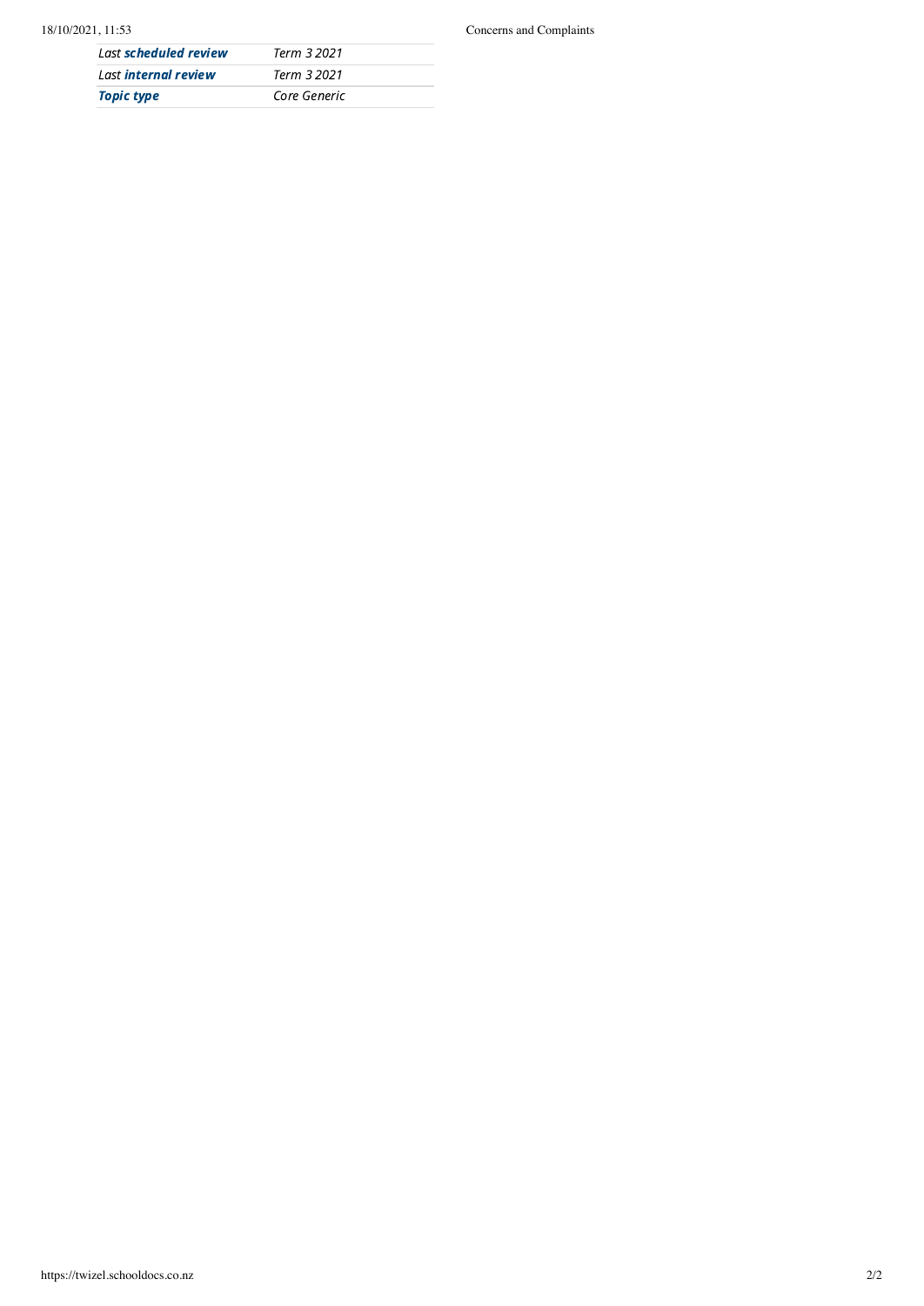| | |
|---|---|
| *Last **scheduled review*** | *Term 3 2021* |
| *Last **internal review*** | *Term 3 2021* |
| ***Topic type*** | *Core Generic* |